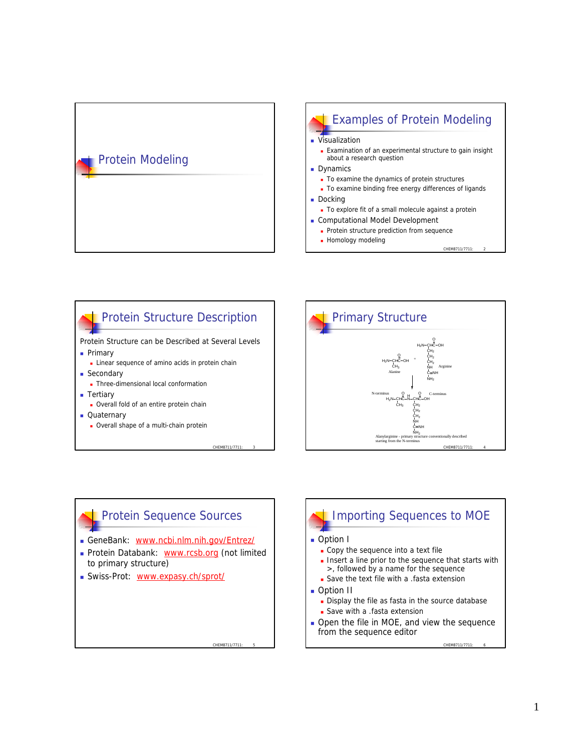# Protein Modeling

## Examples of Protein Modeling

- Visualization
  - Examination of an experimental structure to gain insight about a research question
- Dynamics
  - To examine the dynamics of protein structures
  - To examine binding free energy differences of ligands
- Docking
  - To explore fit of a small molecule against a protein
- Computational Model Development
  - Protein structure prediction from sequence
  - Homology modeling

## Protein Structure Description

Protein Structure can be Described at Several Levels

- Primary
  - Linear sequence of amino acids in protein chain
- Secondary
  - Three-dimensional local conformation
- Tertiary
  - Overall fold of an entire protein chain
- Quaternary
  - Overall shape of a multi-chain protein

## Primary Structure

Alanine + Arginine → Alanylarginine

N-terminus ... C-terminus

Alanylarginine - primary structure conventionally described starting from the N-terminus

## Protein Sequence Sources

- GeneBank: www.ncbi.nlm.nih.gov/Entrez/
- Protein Databank: www.rcsb.org (not limited to primary structure)
- Swiss-Prot: www.expasy.ch/sprot/

## Importing Sequences to MOE

- Option I
  - Copy the sequence into a text file
  - Insert a line prior to the sequence that starts with >, followed by a name for the sequence
  - Save the text file with a .fasta extension
- Option II
  - Display the file as fasta in the source database
  - Save with a .fasta extension
- Open the file in MOE, and view the sequence from the sequence editor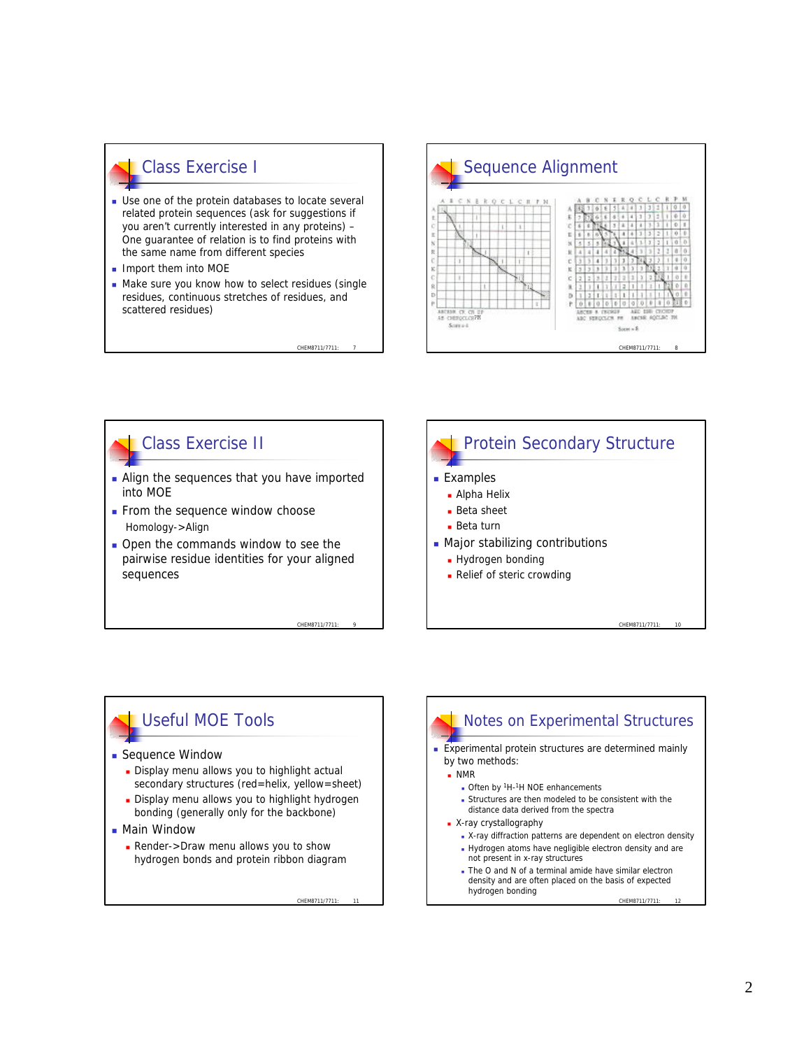## Class Exercise I

- Use one of the protein databases to locate several related protein sequences (ask for suggestions if you aren't currently interested in any proteins) – One guarantee of relation is to find proteins with the same name from different species
- Import them into MOE
- Make sure you know how to select residues (single residues, continuous stretches of residues, and scattered residues)

## Sequence Alignment

## Class Exercise II

- Align the sequences that you have imported into MOE
- From the sequence window choose
  Homology->Align
- Open the commands window to see the pairwise residue identities for your aligned sequences

## Protein Secondary Structure

- Examples
  - Alpha Helix
  - Beta sheet
  - Beta turn
- Major stabilizing contributions
  - Hydrogen bonding
  - Relief of steric crowding

## Useful MOE Tools

- Sequence Window
  - Display menu allows you to highlight actual secondary structures (red=helix, yellow=sheet)
  - Display menu allows you to highlight hydrogen bonding (generally only for the backbone)
- Main Window
  - Render->Draw menu allows you to show hydrogen bonds and protein ribbon diagram

## Notes on Experimental Structures

- Experimental protein structures are determined mainly by two methods:
  - NMR
    - Often by $^1H$-$^1H$ NOE enhancements
    - Structures are then modeled to be consistent with the distance data derived from the spectra
  - X-ray crystallography
    - X-ray diffraction patterns are dependent on electron density
    - Hydrogen atoms have negligible electron density and are not present in x-ray structures
    - The O and N of a terminal amide have similar electron density and are often placed on the basis of expected hydrogen bonding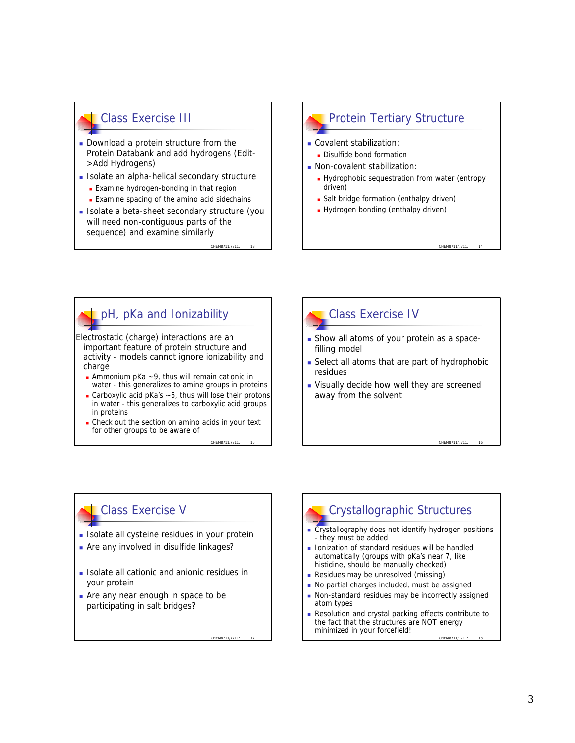## Class Exercise III

- Download a protein structure from the Protein Databank and add hydrogens (Edit->Add Hydrogens)
- Isolate an alpha-helical secondary structure
  - Examine hydrogen-bonding in that region
  - Examine spacing of the amino acid sidechains
- Isolate a beta-sheet secondary structure (you will need non-contiguous parts of the sequence) and examine similarly

## Protein Tertiary Structure

- Covalent stabilization:
  - Disulfide bond formation
- Non-covalent stabilization:
  - Hydrophobic sequestration from water (entropy driven)
  - Salt bridge formation (enthalpy driven)
  - Hydrogen bonding (enthalpy driven)

## pH, pKa and Ionizability

Electrostatic (charge) interactions are an important feature of protein structure and activity - models cannot ignore ionizability and charge

- Ammonium pKa ~9, thus will remain cationic in water - this generalizes to amine groups in proteins
- Carboxylic acid pKa's ~5, thus will lose their protons in water - this generalizes to carboxylic acid groups in proteins
- Check out the section on amino acids in your text for other groups to be aware of

## Class Exercise IV

- Show all atoms of your protein as a space-filling model
- Select all atoms that are part of hydrophobic residues
- Visually decide how well they are screened away from the solvent

## Class Exercise V

- Isolate all cysteine residues in your protein
- Are any involved in disulfide linkages?
- Isolate all cationic and anionic residues in your protein
- Are any near enough in space to be participating in salt bridges?

## Crystallographic Structures

- Crystallography does not identify hydrogen positions - they must be added
- Ionization of standard residues will be handled automatically (groups with pKa's near 7, like histidine, should be manually checked)
- Residues may be unresolved (missing)
- No partial charges included, must be assigned
- Non-standard residues may be incorrectly assigned atom types
- Resolution and crystal packing effects contribute to the fact that the structures are NOT energy minimized in your forcefield!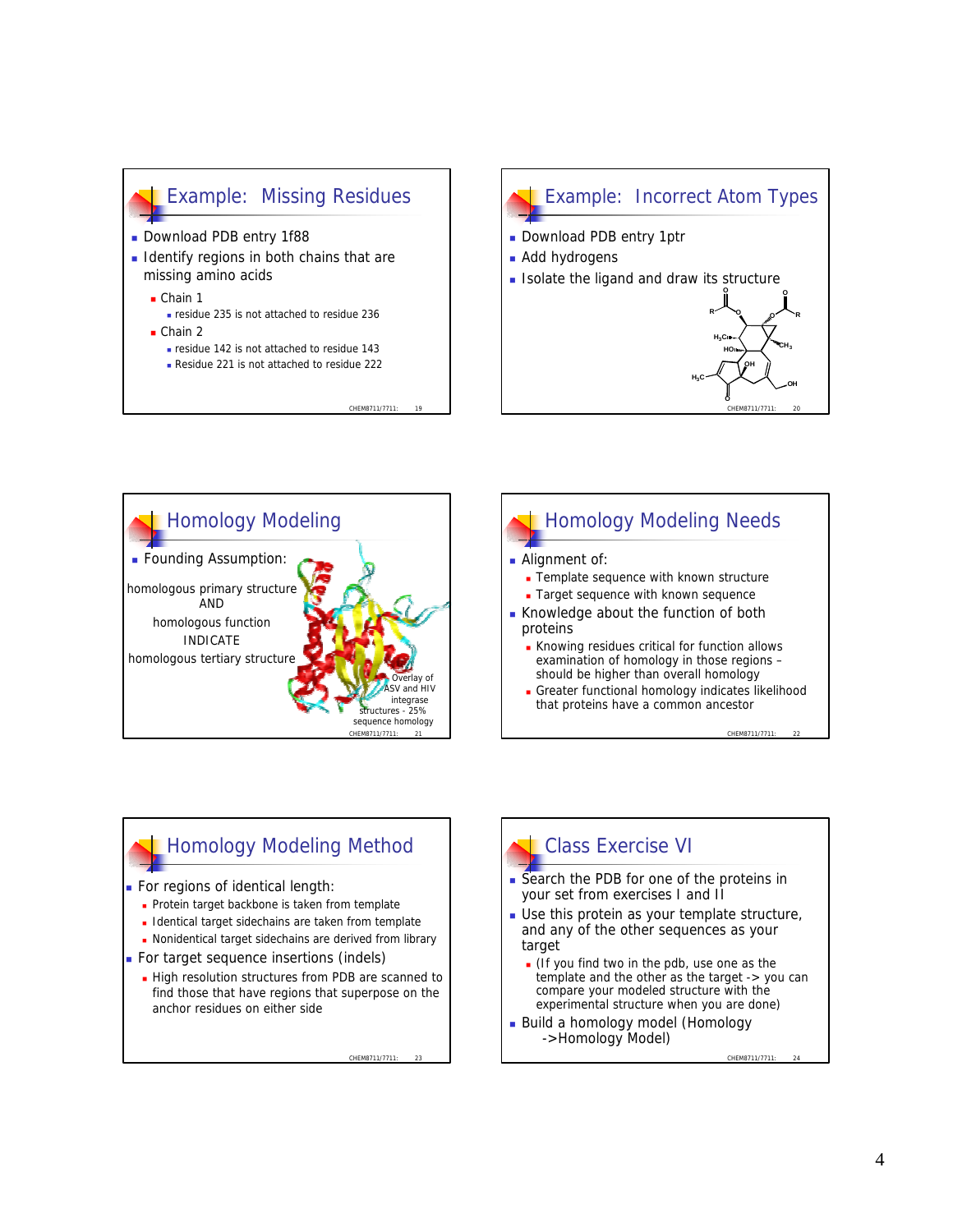## Example: Missing Residues

- Download PDB entry 1f88
- Identify regions in both chains that are missing amino acids
  - Chain 1
    - residue 235 is not attached to residue 236
  - Chain 2
    - residue 142 is not attached to residue 143
    - Residue 221 is not attached to residue 222

## Example: Incorrect Atom Types

- Download PDB entry 1ptr
- Add hydrogens
- Isolate the ligand and draw its structure

## Homology Modeling

- Founding Assumption:

homologous primary structure
AND
homologous function
INDICATE
homologous tertiary structure

Overlay of ASV and HIV integrase structures - 25% sequence homology

## Homology Modeling Needs

- Alignment of:
  - Template sequence with known structure
  - Target sequence with known sequence
- Knowledge about the function of both proteins
  - Knowing residues critical for function allows examination of homology in those regions – should be higher than overall homology
  - Greater functional homology indicates likelihood that proteins have a common ancestor

## Homology Modeling Method

- For regions of identical length:
  - Protein target backbone is taken from template
  - Identical target sidechains are taken from template
  - Nonidentical target sidechains are derived from library
- For target sequence insertions (indels)
  - High resolution structures from PDB are scanned to find those that have regions that superpose on the anchor residues on either side

## Class Exercise VI

- Search the PDB for one of the proteins in your set from exercises I and II
- Use this protein as your template structure, and any of the other sequences as your target
  - (If you find two in the pdb, use one as the template and the other as the target -> you can compare your modeled structure with the experimental structure when you are done)
- Build a homology model (Homology ->Homology Model)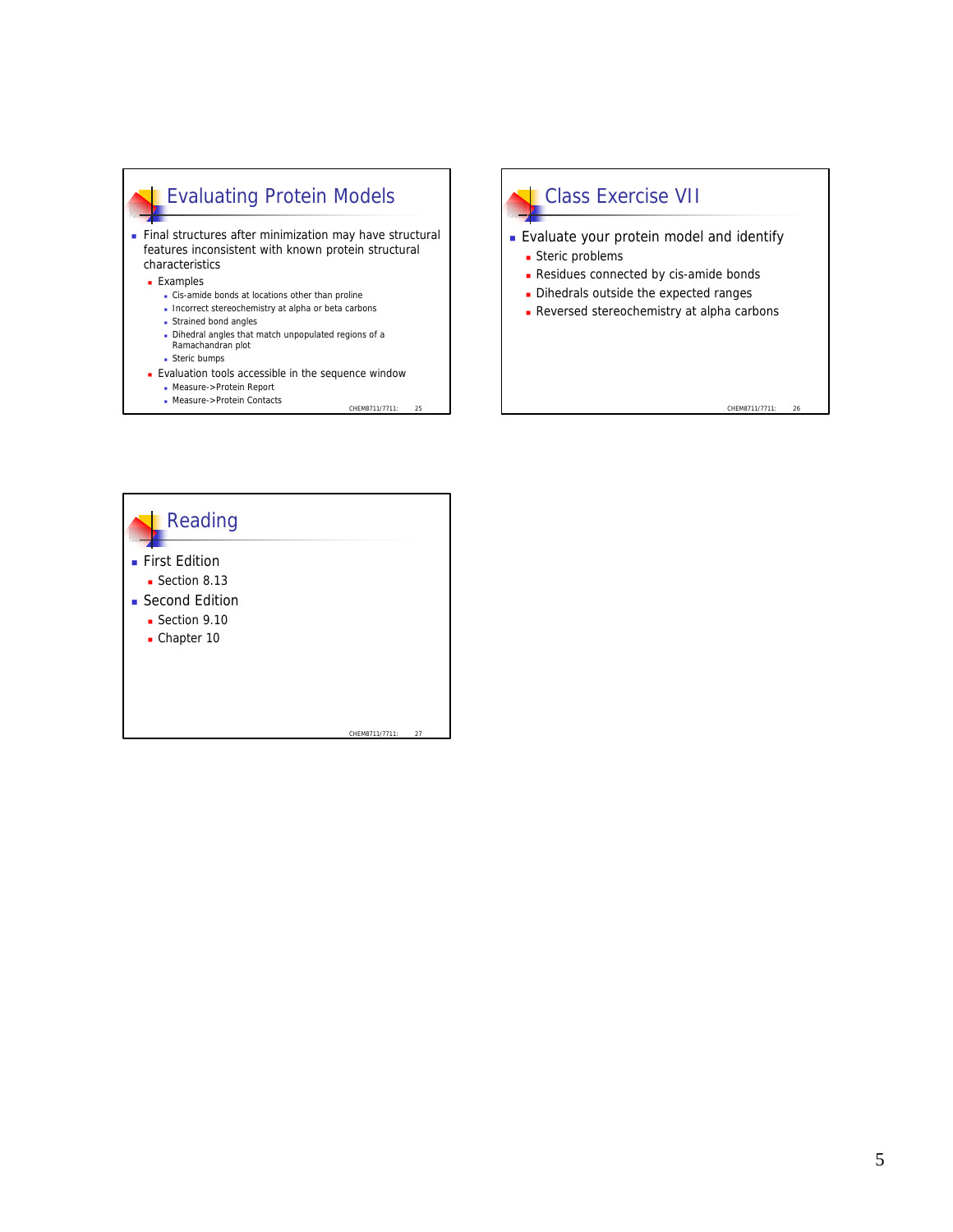## Evaluating Protein Models

- Final structures after minimization may have structural features inconsistent with known protein structural characteristics
  - Examples
    - Cis-amide bonds at locations other than proline
    - Incorrect stereochemistry at alpha or beta carbons
    - Strained bond angles
    - Dihedral angles that match unpopulated regions of a Ramachandran plot
    - Steric bumps
  - Evaluation tools accessible in the sequence window
    - Measure->Protein Report
    - Measure->Protein Contacts

## Class Exercise VII

- Evaluate your protein model and identify
  - Steric problems
  - Residues connected by cis-amide bonds
  - Dihedrals outside the expected ranges
  - Reversed stereochemistry at alpha carbons

## Reading

- First Edition
  - Section 8.13
- Second Edition
  - Section 9.10
  - Chapter 10